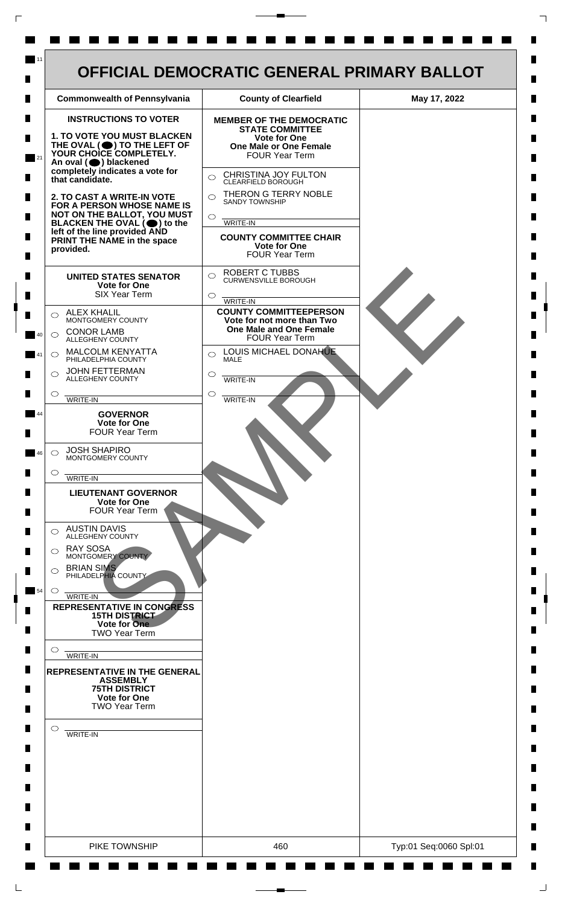# OFFICIAL DEMOCRATIC GENERAL PRIMARY BALLOT

| Commonwealth of Pennsylvania | County of Clearfield | May 17, 2022 |
| --- | --- | --- |

## INSTRUCTIONS TO VOTER

**1. TO VOTE YOU MUST BLACKEN THE OVAL (⬬) TO THE LEFT OF YOUR CHOICE COMPLETELY.** An oval (⬬) blackened completely indicates a vote for that candidate.

**2. TO CAST A WRITE-IN VOTE FOR A PERSON WHOSE NAME IS NOT ON THE BALLOT, YOU MUST BLACKEN THE OVAL (⬬) to the left of the line provided AND PRINT THE NAME in the space provided.**

### UNITED STATES SENATOR
**Vote for One**
SIX Year Term

- ALEX KHALIL — MONTGOMERY COUNTY
- CONOR LAMB — ALLEGHENY COUNTY
- MALCOLM KENYATTA — PHILADELPHIA COUNTY
- JOHN FETTERMAN — ALLEGHENY COUNTY
- WRITE-IN

### GOVERNOR
**Vote for One**
FOUR Year Term

- JOSH SHAPIRO — MONTGOMERY COUNTY
- WRITE-IN

### LIEUTENANT GOVERNOR
**Vote for One**
FOUR Year Term

- AUSTIN DAVIS — ALLEGHENY COUNTY
- RAY SOSA — MONTGOMERY COUNTY
- BRIAN SIMS — PHILADELPHIA COUNTY
- WRITE-IN

### REPRESENTATIVE IN CONGRESS 15TH DISTRICT
**Vote for One**
TWO Year Term

- WRITE-IN

### REPRESENTATIVE IN THE GENERAL ASSEMBLY 75TH DISTRICT
**Vote for One**
TWO Year Term

- WRITE-IN

### MEMBER OF THE DEMOCRATIC STATE COMMITTEE
**Vote for One**
**One Male or One Female**
FOUR Year Term

- CHRISTINA JOY FULTON — CLEARFIELD BOROUGH
- THERON G TERRY NOBLE — SANDY TOWNSHIP
- WRITE-IN

### COUNTY COMMITTEE CHAIR
**Vote for One**
FOUR Year Term

- ROBERT C TUBBS — CURWENSVILLE BOROUGH
- WRITE-IN

### COUNTY COMMITTEEPERSON
**Vote for not more than Two**
**One Male and One Female**
FOUR Year Term

- LOUIS MICHAEL DONAHUE — MALE
- WRITE-IN
- WRITE-IN

SAMPLE

| PIKE TOWNSHIP | 460 | Typ:01 Seq:0060 Spl:01 |
| --- | --- | --- |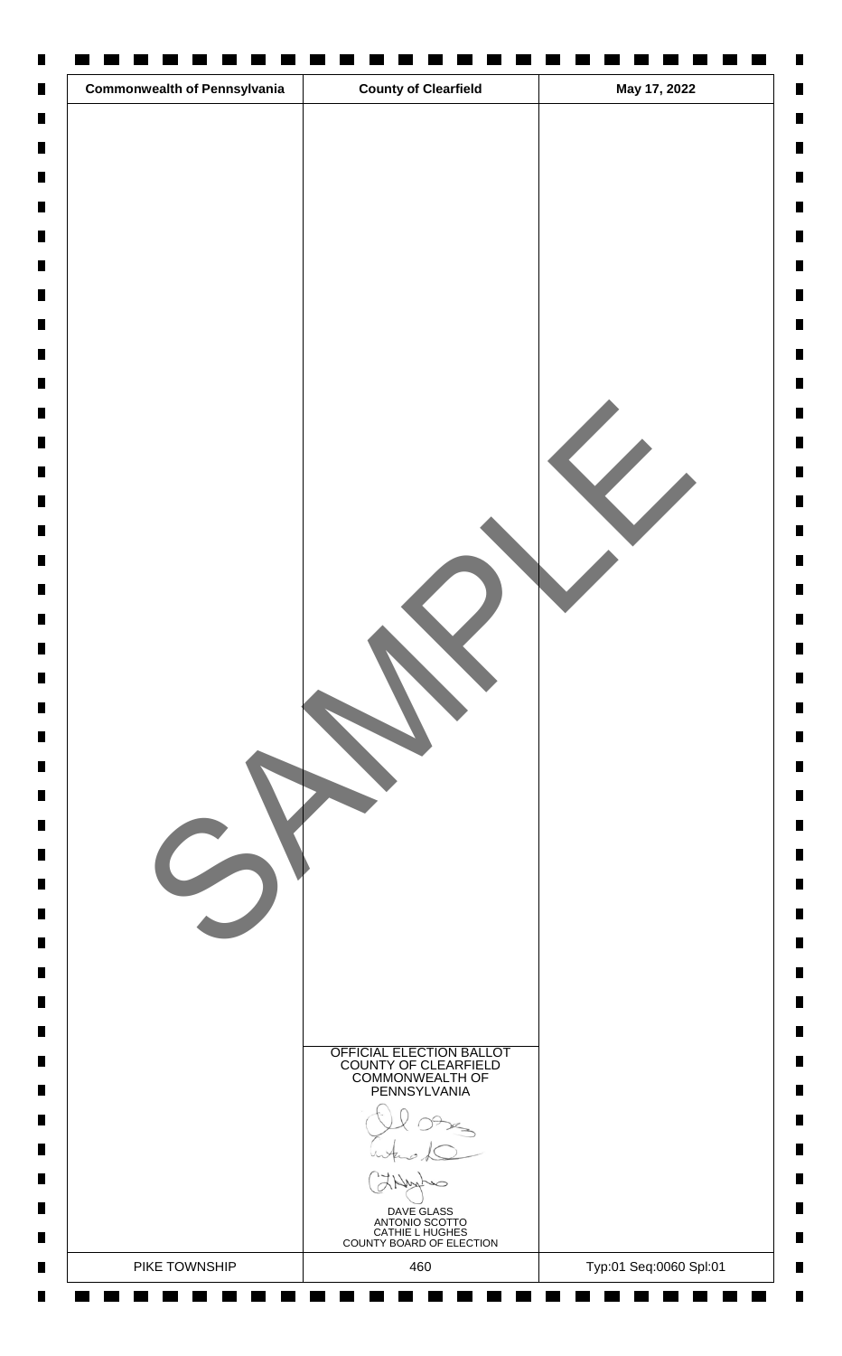| Commonwealth of Pennsylvania | County of Clearfield | May 17, 2022 |
|---|---|---|
| | OFFICIAL ELECTION BALLOT<br>COUNTY OF CLEARFIELD<br>COMMONWEALTH OF PENNSYLVANIA<br><br>DAVE GLASS<br>ANTONIO SCOTTO<br>CATHIE L HUGHES<br>COUNTY BOARD OF ELECTION | |
| PIKE TOWNSHIP | 460 | Typ:01 Seq:0060 Spl:01 |

SAMPLE